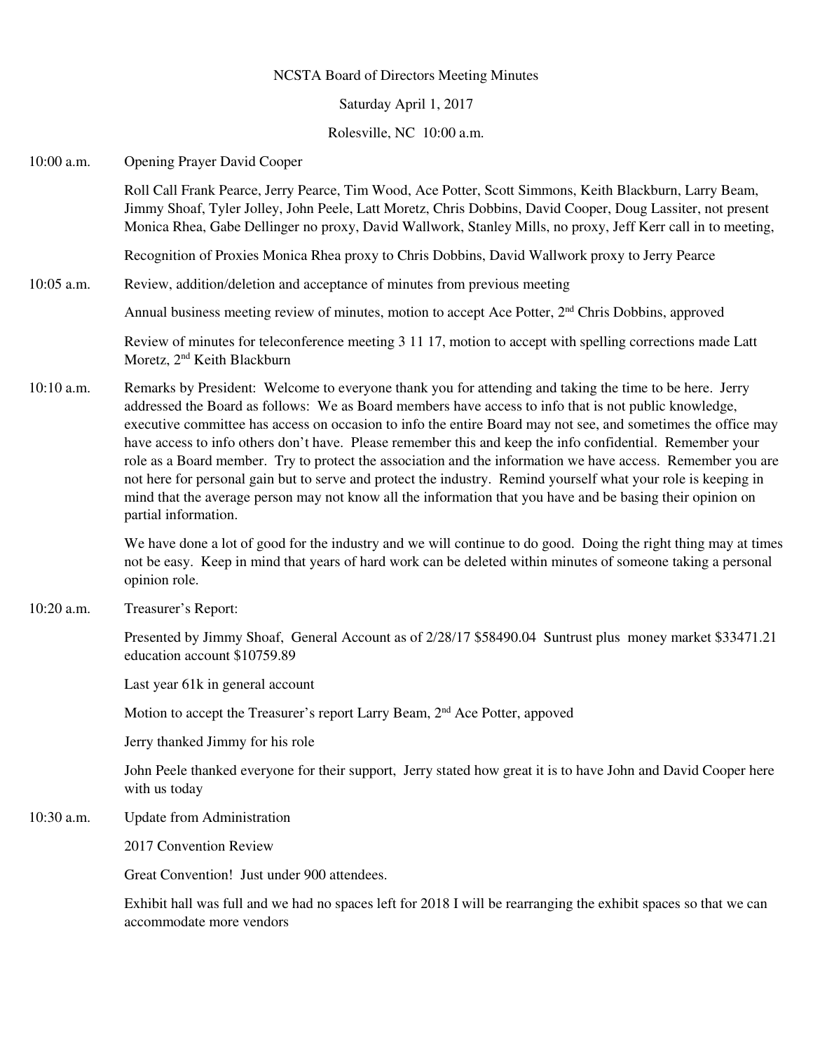NCSTA Board of Directors Meeting Minutes

Saturday April 1, 2017

Rolesville, NC 10:00 a.m.

10:00 a.m. Opening Prayer David Cooper

Roll Call Frank Pearce, Jerry Pearce, Tim Wood, Ace Potter, Scott Simmons, Keith Blackburn, Larry Beam, Jimmy Shoaf, Tyler Jolley, John Peele, Latt Moretz, Chris Dobbins, David Cooper, Doug Lassiter, not present Monica Rhea, Gabe Dellinger no proxy, David Wallwork, Stanley Mills, no proxy, Jeff Kerr call in to meeting,

Recognition of Proxies Monica Rhea proxy to Chris Dobbins, David Wallwork proxy to Jerry Pearce

10:05 a.m. Review, addition/deletion and acceptance of minutes from previous meeting

Annual business meeting review of minutes, motion to accept Ace Potter, 2nd Chris Dobbins, approved

Review of minutes for teleconference meeting 3 11 17, motion to accept with spelling corrections made Latt Moretz, 2nd Keith Blackburn

10:10 a.m. Remarks by President: Welcome to everyone thank you for attending and taking the time to be here. Jerry addressed the Board as follows: We as Board members have access to info that is not public knowledge, executive committee has access on occasion to info the entire Board may not see, and sometimes the office may have access to info others don't have. Please remember this and keep the info confidential. Remember your role as a Board member. Try to protect the association and the information we have access. Remember you are not here for personal gain but to serve and protect the industry. Remind yourself what your role is keeping in mind that the average person may not know all the information that you have and be basing their opinion on partial information.

We have done a lot of good for the industry and we will continue to do good. Doing the right thing may at times not be easy. Keep in mind that years of hard work can be deleted within minutes of someone taking a personal opinion role.

10:20 a.m. Treasurer's Report:

Presented by Jimmy Shoaf, General Account as of 2/28/17 $58490.04 Suntrust plus money market $33471.21 education account $10759.89

Last year 61k in general account

Motion to accept the Treasurer's report Larry Beam, 2nd Ace Potter, appoved

Jerry thanked Jimmy for his role

John Peele thanked everyone for their support, Jerry stated how great it is to have John and David Cooper here with us today

10:30 a.m. Update from Administration

2017 Convention Review

Great Convention! Just under 900 attendees.

Exhibit hall was full and we had no spaces left for 2018 I will be rearranging the exhibit spaces so that we can accommodate more vendors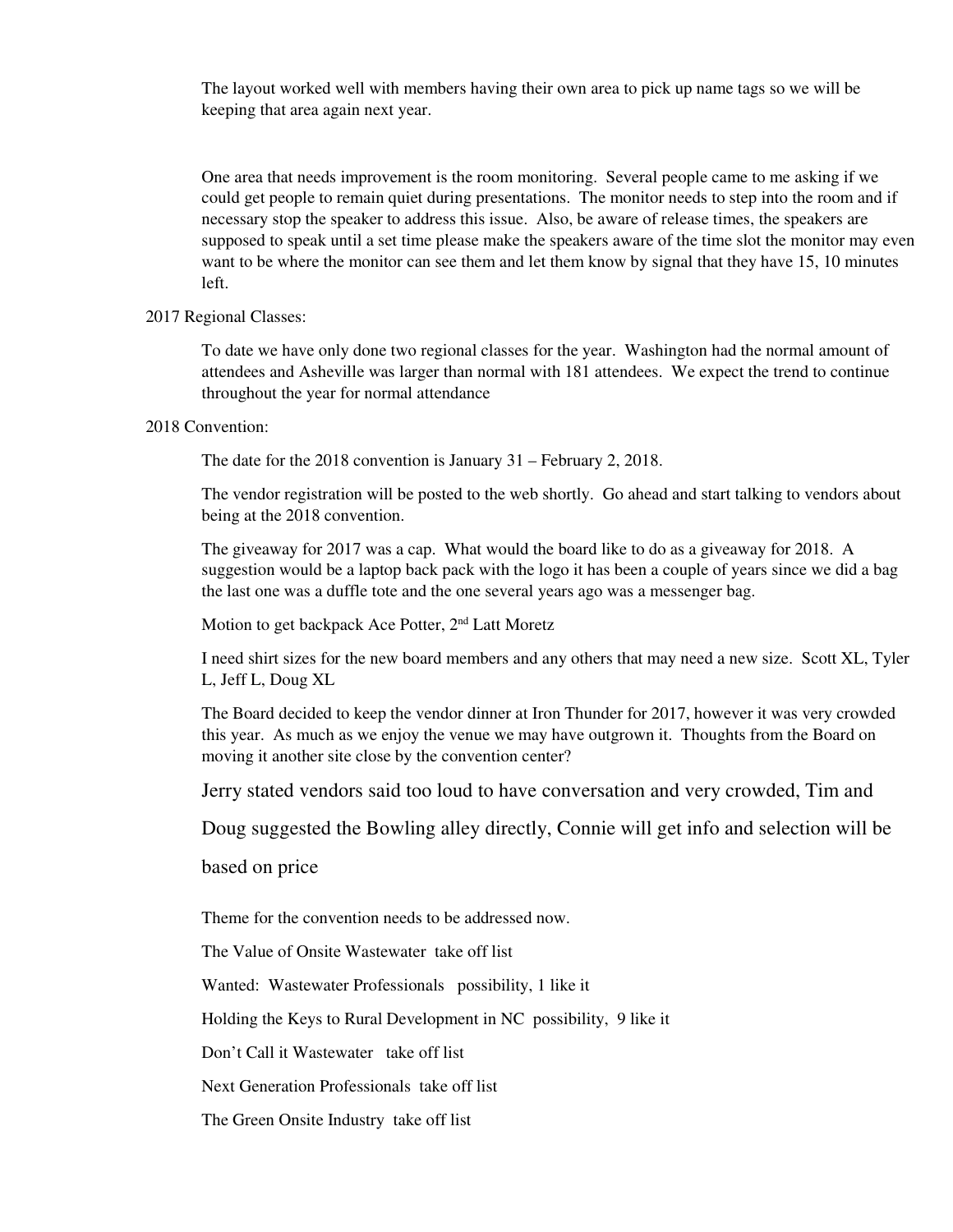The layout worked well with members having their own area to pick up name tags so we will be keeping that area again next year.

One area that needs improvement is the room monitoring. Several people came to me asking if we could get people to remain quiet during presentations. The monitor needs to step into the room and if necessary stop the speaker to address this issue. Also, be aware of release times, the speakers are supposed to speak until a set time please make the speakers aware of the time slot the monitor may even want to be where the monitor can see them and let them know by signal that they have 15, 10 minutes left.

2017 Regional Classes:

To date we have only done two regional classes for the year. Washington had the normal amount of attendees and Asheville was larger than normal with 181 attendees. We expect the trend to continue throughout the year for normal attendance

2018 Convention:

The date for the 2018 convention is January 31 – February 2, 2018.

The vendor registration will be posted to the web shortly. Go ahead and start talking to vendors about being at the 2018 convention.

The giveaway for 2017 was a cap. What would the board like to do as a giveaway for 2018. A suggestion would be a laptop back pack with the logo it has been a couple of years since we did a bag the last one was a duffle tote and the one several years ago was a messenger bag.

Motion to get backpack Ace Potter, 2nd Latt Moretz

I need shirt sizes for the new board members and any others that may need a new size. Scott XL, Tyler L, Jeff L, Doug XL

The Board decided to keep the vendor dinner at Iron Thunder for 2017, however it was very crowded this year. As much as we enjoy the venue we may have outgrown it. Thoughts from the Board on moving it another site close by the convention center?

Jerry stated vendors said too loud to have conversation and very crowded, Tim and Doug suggested the Bowling alley directly, Connie will get info and selection will be based on price

Theme for the convention needs to be addressed now.

The Value of Onsite Wastewater take off list

Wanted: Wastewater Professionals possibility, 1 like it

Holding the Keys to Rural Development in NC possibility, 9 like it

Don't Call it Wastewater take off list

Next Generation Professionals take off list

The Green Onsite Industry take off list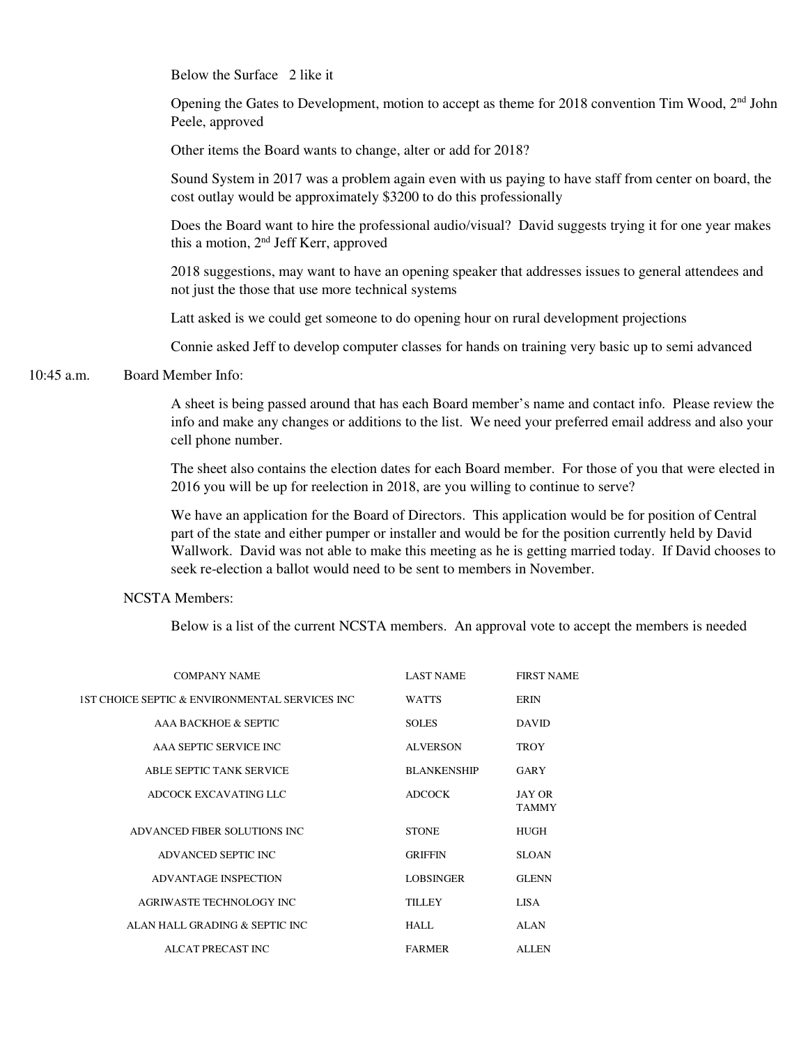Below the Surface   2 like it

Opening the Gates to Development, motion to accept as theme for 2018 convention Tim Wood, 2nd John Peele, approved

Other items the Board wants to change, alter or add for 2018?

Sound System in 2017 was a problem again even with us paying to have staff from center on board, the cost outlay would be approximately $3200 to do this professionally

Does the Board want to hire the professional audio/visual? David suggests trying it for one year makes this a motion, 2nd Jeff Kerr, approved

2018 suggestions, may want to have an opening speaker that addresses issues to general attendees and not just the those that use more technical systems

Latt asked is we could get someone to do opening hour on rural development projections

Connie asked Jeff to develop computer classes for hands on training very basic up to semi advanced

10:45 a.m. Board Member Info:

A sheet is being passed around that has each Board member's name and contact info. Please review the info and make any changes or additions to the list. We need your preferred email address and also your cell phone number.

The sheet also contains the election dates for each Board member. For those of you that were elected in 2016 you will be up for reelection in 2018, are you willing to continue to serve?

We have an application for the Board of Directors. This application would be for position of Central part of the state and either pumper or installer and would be for the position currently held by David Wallwork. David was not able to make this meeting as he is getting married today. If David chooses to seek re-election a ballot would need to be sent to members in November.

NCSTA Members:

Below is a list of the current NCSTA members. An approval vote to accept the members is needed

| COMPANY NAME | LAST NAME | FIRST NAME |
|---|---|---|
| 1ST CHOICE SEPTIC & ENVIRONMENTAL SERVICES INC | WATTS | ERIN |
| AAA BACKHOE & SEPTIC | SOLES | DAVID |
| AAA SEPTIC SERVICE INC | ALVERSON | TROY |
| ABLE SEPTIC TANK SERVICE | BLANKENSHIP | GARY |
| ADCOCK EXCAVATING LLC | ADCOCK | JAY OR TAMMY |
| ADVANCED FIBER SOLUTIONS INC | STONE | HUGH |
| ADVANCED SEPTIC INC | GRIFFIN | SLOAN |
| ADVANTAGE INSPECTION | LOBSINGER | GLENN |
| AGRIWASTE TECHNOLOGY INC | TILLEY | LISA |
| ALAN HALL GRADING & SEPTIC INC | HALL | ALAN |
| ALCAT PRECAST INC | FARMER | ALLEN |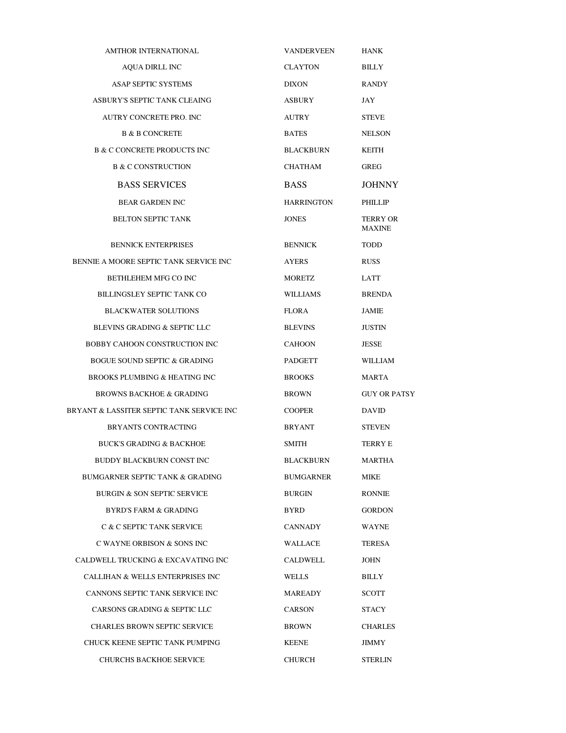| | | |
|---|---|---|
| AMTHOR INTERNATIONAL | VANDERVEEN | HANK |
| AQUA DIRLL INC | CLAYTON | BILLY |
| ASAP SEPTIC SYSTEMS | DIXON | RANDY |
| ASBURY'S SEPTIC TANK CLEAING | ASBURY | JAY |
| AUTRY CONCRETE PRO. INC | AUTRY | STEVE |
| B & B CONCRETE | BATES | NELSON |
| B & C CONCRETE PRODUCTS INC | BLACKBURN | KEITH |
| B & C CONSTRUCTION | CHATHAM | GREG |
| BASS SERVICES | BASS | JOHNNY |
| BEAR GARDEN INC | HARRINGTON | PHILLIP |
| BELTON SEPTIC TANK | JONES | TERRY OR MAXINE |
| BENNICK ENTERPRISES | BENNICK | TODD |
| BENNIE A MOORE SEPTIC TANK SERVICE INC | AYERS | RUSS |
| BETHLEHEM MFG CO INC | MORETZ | LATT |
| BILLINGSLEY SEPTIC TANK CO | WILLIAMS | BRENDA |
| BLACKWATER SOLUTIONS | FLORA | JAMIE |
| BLEVINS GRADING & SEPTIC LLC | BLEVINS | JUSTIN |
| BOBBY CAHOON CONSTRUCTION INC | CAHOON | JESSE |
| BOGUE SOUND SEPTIC & GRADING | PADGETT | WILLIAM |
| BROOKS PLUMBING & HEATING INC | BROOKS | MARTA |
| BROWNS BACKHOE & GRADING | BROWN | GUY OR PATSY |
| BRYANT & LASSITER SEPTIC TANK SERVICE INC | COOPER | DAVID |
| BRYANTS CONTRACTING | BRYANT | STEVEN |
| BUCK'S GRADING & BACKHOE | SMITH | TERRY E |
| BUDDY BLACKBURN CONST INC | BLACKBURN | MARTHA |
| BUMGARNER SEPTIC TANK & GRADING | BUMGARNER | MIKE |
| BURGIN & SON SEPTIC SERVICE | BURGIN | RONNIE |
| BYRD'S FARM & GRADING | BYRD | GORDON |
| C & C SEPTIC TANK SERVICE | CANNADY | WAYNE |
| C WAYNE ORBISON & SONS INC | WALLACE | TERESA |
| CALDWELL TRUCKING & EXCAVATING INC | CALDWELL | JOHN |
| CALLIHAN & WELLS ENTERPRISES INC | WELLS | BILLY |
| CANNONS SEPTIC TANK SERVICE INC | MAREADY | SCOTT |
| CARSONS GRADING & SEPTIC LLC | CARSON | STACY |
| CHARLES BROWN SEPTIC SERVICE | BROWN | CHARLES |
| CHUCK KEENE SEPTIC TANK PUMPING | KEENE | JIMMY |
| CHURCHS BACKHOE SERVICE | CHURCH | STERLIN |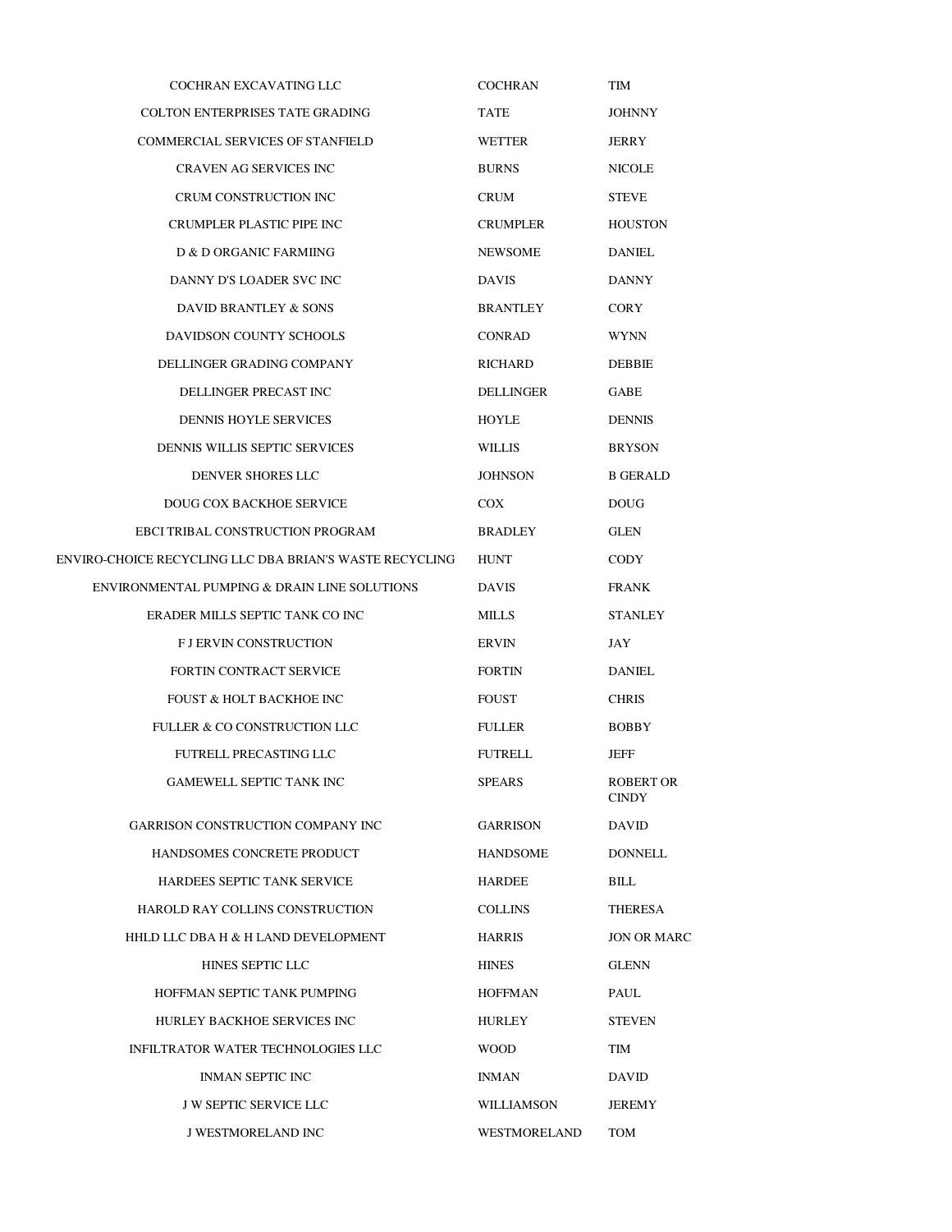| | | |
|---|---|---|
| COCHRAN EXCAVATING LLC | COCHRAN | TIM |
| COLTON ENTERPRISES TATE GRADING | TATE | JOHNNY |
| COMMERCIAL SERVICES OF STANFIELD | WETTER | JERRY |
| CRAVEN AG SERVICES INC | BURNS | NICOLE |
| CRUM CONSTRUCTION INC | CRUM | STEVE |
| CRUMPLER PLASTIC PIPE INC | CRUMPLER | HOUSTON |
| D & D ORGANIC FARMIING | NEWSOME | DANIEL |
| DANNY D'S LOADER SVC INC | DAVIS | DANNY |
| DAVID BRANTLEY & SONS | BRANTLEY | CORY |
| DAVIDSON COUNTY SCHOOLS | CONRAD | WYNN |
| DELLINGER GRADING COMPANY | RICHARD | DEBBIE |
| DELLINGER PRECAST INC | DELLINGER | GABE |
| DENNIS HOYLE SERVICES | HOYLE | DENNIS |
| DENNIS WILLIS SEPTIC SERVICES | WILLIS | BRYSON |
| DENVER SHORES LLC | JOHNSON | B GERALD |
| DOUG COX BACKHOE SERVICE | COX | DOUG |
| EBCI TRIBAL CONSTRUCTION PROGRAM | BRADLEY | GLEN |
| ENVIRO-CHOICE RECYCLING LLC DBA BRIAN'S WASTE RECYCLING | HUNT | CODY |
| ENVIRONMENTAL PUMPING & DRAIN LINE SOLUTIONS | DAVIS | FRANK |
| ERADER MILLS SEPTIC TANK CO INC | MILLS | STANLEY |
| F J ERVIN CONSTRUCTION | ERVIN | JAY |
| FORTIN CONTRACT SERVICE | FORTIN | DANIEL |
| FOUST & HOLT BACKHOE INC | FOUST | CHRIS |
| FULLER & CO CONSTRUCTION LLC | FULLER | BOBBY |
| FUTRELL PRECASTING LLC | FUTRELL | JEFF |
| GAMEWELL SEPTIC TANK INC | SPEARS | ROBERT OR CINDY |
| GARRISON CONSTRUCTION COMPANY INC | GARRISON | DAVID |
| HANDSOMES CONCRETE PRODUCT | HANDSOME | DONNELL |
| HARDEES SEPTIC TANK SERVICE | HARDEE | BILL |
| HAROLD RAY COLLINS CONSTRUCTION | COLLINS | THERESA |
| HHLD LLC DBA H & H LAND DEVELOPMENT | HARRIS | JON OR MARC |
| HINES SEPTIC LLC | HINES | GLENN |
| HOFFMAN SEPTIC TANK PUMPING | HOFFMAN | PAUL |
| HURLEY BACKHOE SERVICES INC | HURLEY | STEVEN |
| INFILTRATOR WATER TECHNOLOGIES LLC | WOOD | TIM |
| INMAN SEPTIC INC | INMAN | DAVID |
| J W SEPTIC SERVICE LLC | WILLIAMSON | JEREMY |
| J WESTMORELAND INC | WESTMORELAND | TOM |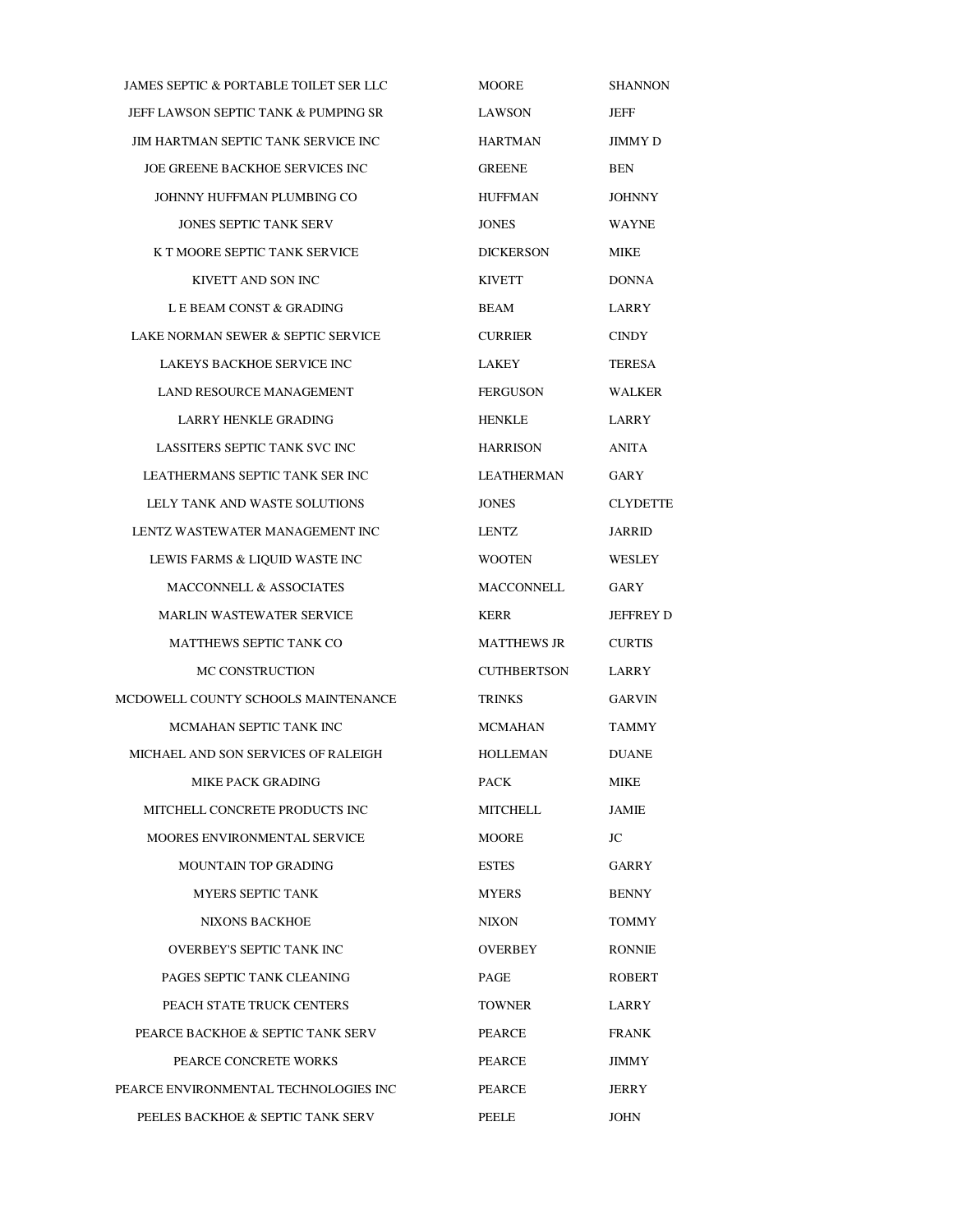| | | |
|---|---|---|
| JAMES SEPTIC & PORTABLE TOILET SER LLC | MOORE | SHANNON |
| JEFF LAWSON SEPTIC TANK & PUMPING SR | LAWSON | JEFF |
| JIM HARTMAN SEPTIC TANK SERVICE INC | HARTMAN | JIMMY D |
| JOE GREENE BACKHOE SERVICES INC | GREENE | BEN |
| JOHNNY HUFFMAN PLUMBING CO | HUFFMAN | JOHNNY |
| JONES SEPTIC TANK SERV | JONES | WAYNE |
| K T MOORE SEPTIC TANK SERVICE | DICKERSON | MIKE |
| KIVETT AND SON INC | KIVETT | DONNA |
| L E BEAM CONST & GRADING | BEAM | LARRY |
| LAKE NORMAN SEWER & SEPTIC SERVICE | CURRIER | CINDY |
| LAKEYS BACKHOE SERVICE INC | LAKEY | TERESA |
| LAND RESOURCE MANAGEMENT | FERGUSON | WALKER |
| LARRY HENKLE GRADING | HENKLE | LARRY |
| LASSITERS SEPTIC TANK SVC INC | HARRISON | ANITA |
| LEATHERMANS SEPTIC TANK SER INC | LEATHERMAN | GARY |
| LELY TANK AND WASTE SOLUTIONS | JONES | CLYDETTE |
| LENTZ WASTEWATER MANAGEMENT INC | LENTZ | JARRID |
| LEWIS FARMS & LIQUID WASTE INC | WOOTEN | WESLEY |
| MACCONNELL & ASSOCIATES | MACCONNELL | GARY |
| MARLIN WASTEWATER SERVICE | KERR | JEFFREY D |
| MATTHEWS SEPTIC TANK CO | MATTHEWS JR | CURTIS |
| MC CONSTRUCTION | CUTHBERTSON | LARRY |
| MCDOWELL COUNTY SCHOOLS MAINTENANCE | TRINKS | GARVIN |
| MCMAHAN SEPTIC TANK INC | MCMAHAN | TAMMY |
| MICHAEL AND SON SERVICES OF RALEIGH | HOLLEMAN | DUANE |
| MIKE PACK GRADING | PACK | MIKE |
| MITCHELL CONCRETE PRODUCTS INC | MITCHELL | JAMIE |
| MOORES ENVIRONMENTAL SERVICE | MOORE | JC |
| MOUNTAIN TOP GRADING | ESTES | GARRY |
| MYERS SEPTIC TANK | MYERS | BENNY |
| NIXONS BACKHOE | NIXON | TOMMY |
| OVERBEY'S SEPTIC TANK INC | OVERBEY | RONNIE |
| PAGES SEPTIC TANK CLEANING | PAGE | ROBERT |
| PEACH STATE TRUCK CENTERS | TOWNER | LARRY |
| PEARCE BACKHOE & SEPTIC TANK SERV | PEARCE | FRANK |
| PEARCE CONCRETE WORKS | PEARCE | JIMMY |
| PEARCE ENVIRONMENTAL TECHNOLOGIES INC | PEARCE | JERRY |
| PEELES BACKHOE & SEPTIC TANK SERV | PEELE | JOHN |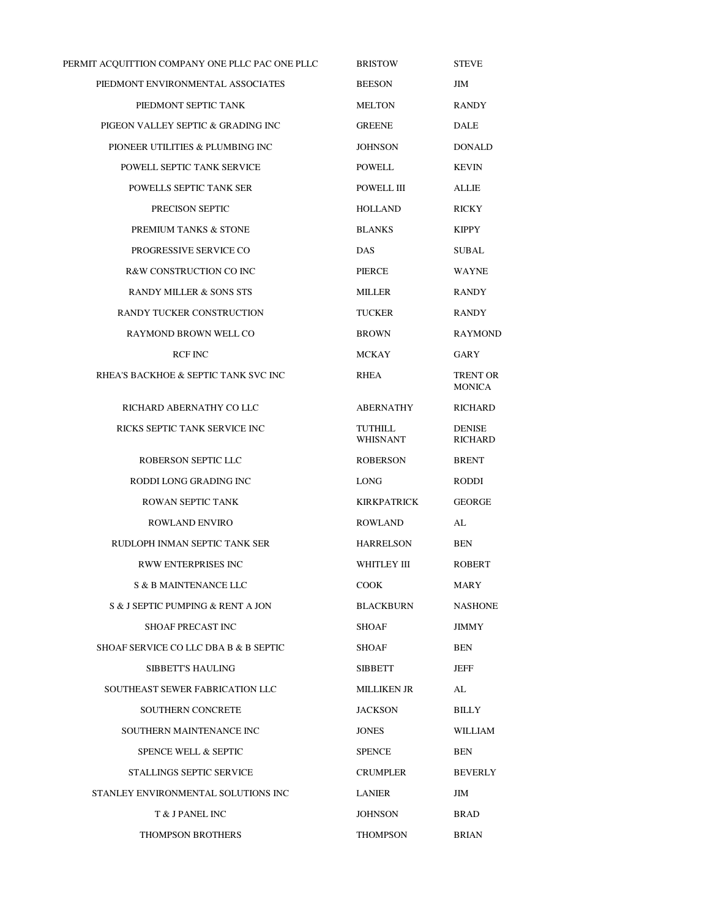| | | |
|---|---|---|
| PERMIT ACQUITTION COMPANY ONE PLLC PAC ONE PLLC | BRISTOW | STEVE |
| PIEDMONT ENVIRONMENTAL ASSOCIATES | BEESON | JIM |
| PIEDMONT SEPTIC TANK | MELTON | RANDY |
| PIGEON VALLEY SEPTIC & GRADING INC | GREENE | DALE |
| PIONEER UTILITIES & PLUMBING INC | JOHNSON | DONALD |
| POWELL SEPTIC TANK SERVICE | POWELL | KEVIN |
| POWELLS SEPTIC TANK SER | POWELL III | ALLIE |
| PRECISON SEPTIC | HOLLAND | RICKY |
| PREMIUM TANKS & STONE | BLANKS | KIPPY |
| PROGRESSIVE SERVICE CO | DAS | SUBAL |
| R&W CONSTRUCTION CO INC | PIERCE | WAYNE |
| RANDY MILLER & SONS STS | MILLER | RANDY |
| RANDY TUCKER CONSTRUCTION | TUCKER | RANDY |
| RAYMOND BROWN WELL CO | BROWN | RAYMOND |
| RCF INC | MCKAY | GARY |
| RHEA'S BACKHOE & SEPTIC TANK SVC INC | RHEA | TRENT OR MONICA |
| RICHARD ABERNATHY CO LLC | ABERNATHY | RICHARD |
| RICKS SEPTIC TANK SERVICE INC | TUTHILL WHISNANT | DENISE RICHARD |
| ROBERSON SEPTIC LLC | ROBERSON | BRENT |
| RODDI LONG GRADING INC | LONG | RODDI |
| ROWAN SEPTIC TANK | KIRKPATRICK | GEORGE |
| ROWLAND ENVIRO | ROWLAND | AL |
| RUDLOPH INMAN SEPTIC TANK SER | HARRELSON | BEN |
| RWW ENTERPRISES INC | WHITLEY III | ROBERT |
| S & B MAINTENANCE LLC | COOK | MARY |
| S & J SEPTIC PUMPING & RENT A JON | BLACKBURN | NASHONE |
| SHOAF PRECAST INC | SHOAF | JIMMY |
| SHOAF SERVICE CO LLC DBA B & B SEPTIC | SHOAF | BEN |
| SIBBETT'S HAULING | SIBBETT | JEFF |
| SOUTHEAST SEWER FABRICATION LLC | MILLIKEN JR | AL |
| SOUTHERN CONCRETE | JACKSON | BILLY |
| SOUTHERN MAINTENANCE INC | JONES | WILLIAM |
| SPENCE WELL & SEPTIC | SPENCE | BEN |
| STALLINGS SEPTIC SERVICE | CRUMPLER | BEVERLY |
| STANLEY ENVIRONMENTAL SOLUTIONS INC | LANIER | JIM |
| T & J PANEL INC | JOHNSON | BRAD |
| THOMPSON BROTHERS | THOMPSON | BRIAN |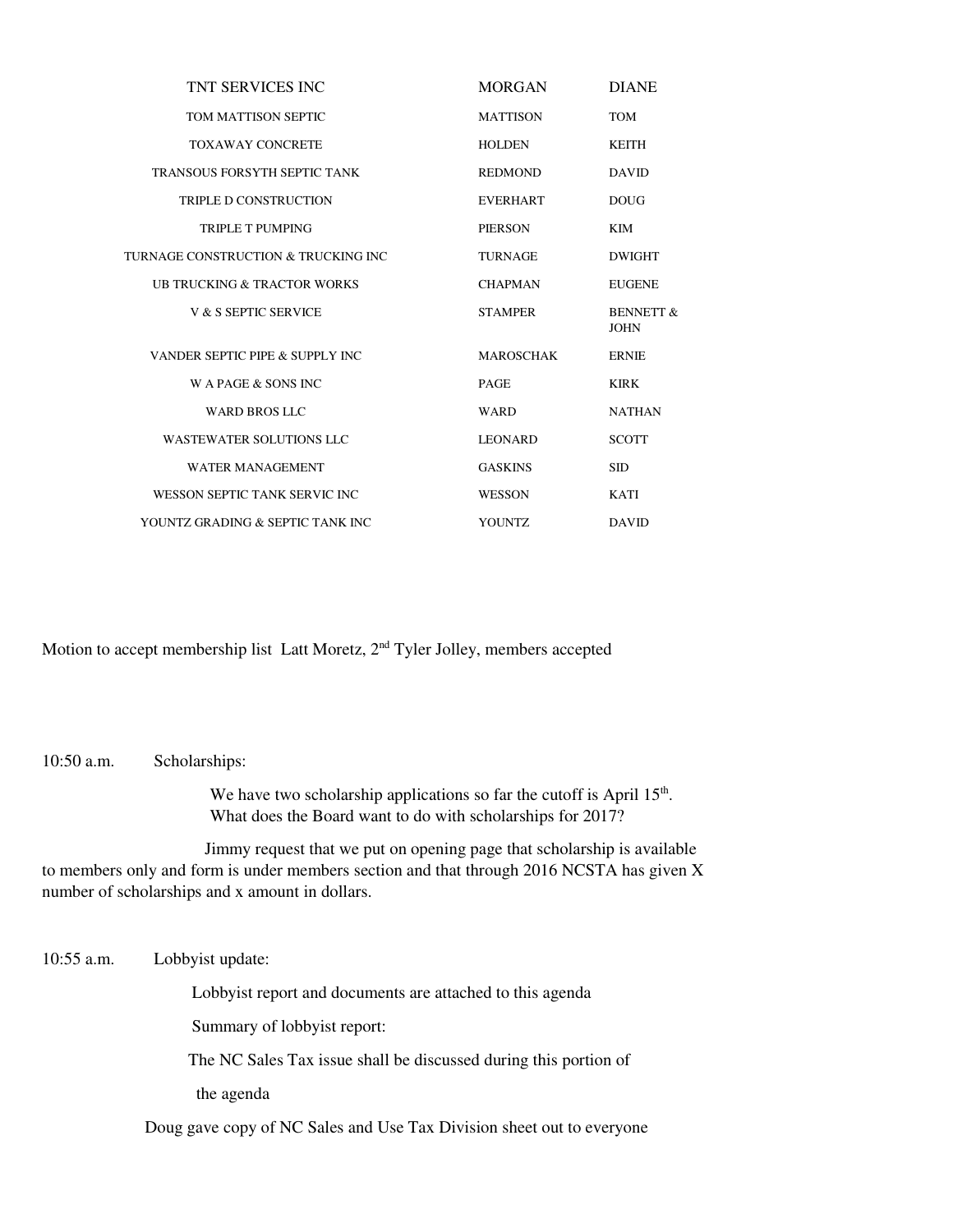| TNT SERVICES INC | MORGAN | DIANE |
|---|---|---|
| TOM MATTISON SEPTIC | MATTISON | TOM |
| TOXAWAY CONCRETE | HOLDEN | KEITH |
| TRANSOUS FORSYTH SEPTIC TANK | REDMOND | DAVID |
| TRIPLE D CONSTRUCTION | EVERHART | DOUG |
| TRIPLE T PUMPING | PIERSON | KIM |
| TURNAGE CONSTRUCTION & TRUCKING INC | TURNAGE | DWIGHT |
| UB TRUCKING & TRACTOR WORKS | CHAPMAN | EUGENE |
| V & S SEPTIC SERVICE | STAMPER | BENNETT & JOHN |
| VANDER SEPTIC PIPE & SUPPLY INC | MAROSCHAK | ERNIE |
| W A PAGE & SONS INC | PAGE | KIRK |
| WARD BROS LLC | WARD | NATHAN |
| WASTEWATER SOLUTIONS LLC | LEONARD | SCOTT |
| WATER MANAGEMENT | GASKINS | SID |
| WESSON SEPTIC TANK SERVIC INC | WESSON | KATI |
| YOUNTZ GRADING & SEPTIC TANK INC | YOUNTZ | DAVID |

Motion to accept membership list Latt Moretz, 2nd Tyler Jolley, members accepted

10:50 a.m. Scholarships:

We have two scholarship applications so far the cutoff is April 15th. What does the Board want to do with scholarships for 2017?

Jimmy request that we put on opening page that scholarship is available to members only and form is under members section and that through 2016 NCSTA has given X number of scholarships and x amount in dollars.

10:55 a.m. Lobbyist update:

Lobbyist report and documents are attached to this agenda

Summary of lobbyist report:

The NC Sales Tax issue shall be discussed during this portion of the agenda

Doug gave copy of NC Sales and Use Tax Division sheet out to everyone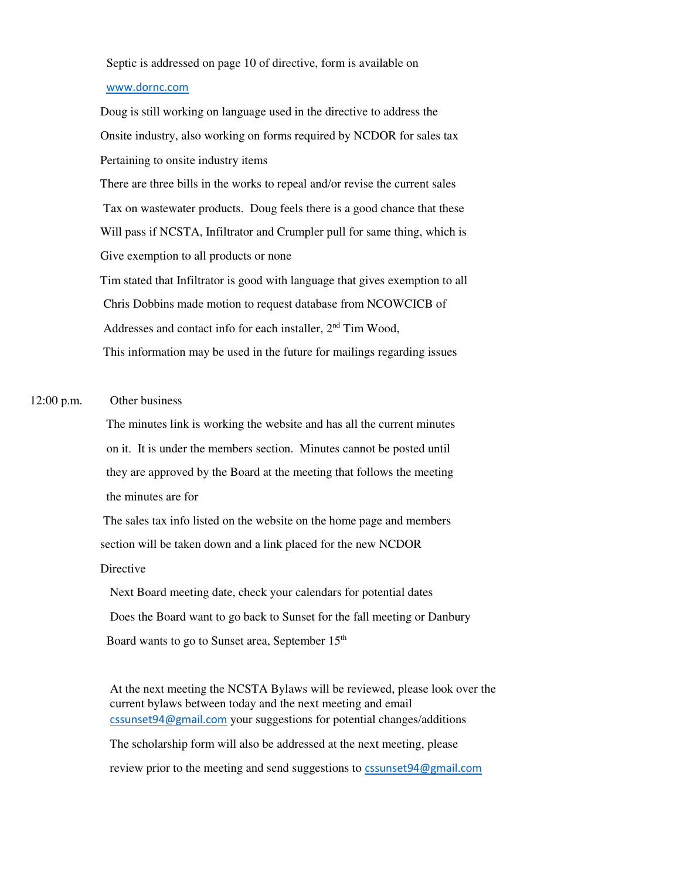Septic is addressed on page 10 of directive, form is available on www.dornc.com

Doug is still working on language used in the directive to address the Onsite industry, also working on forms required by NCDOR for sales tax Pertaining to onsite industry items

There are three bills in the works to repeal and/or revise the current sales Tax on wastewater products. Doug feels there is a good chance that these Will pass if NCSTA, Infiltrator and Crumpler pull for same thing, which is Give exemption to all products or none

Tim stated that Infiltrator is good with language that gives exemption to all

Chris Dobbins made motion to request database from NCOWCICB of Addresses and contact info for each installer, 2nd Tim Wood,

This information may be used in the future for mailings regarding issues

12:00 p.m. Other business

The minutes link is working the website and has all the current minutes on it. It is under the members section. Minutes cannot be posted until they are approved by the Board at the meeting that follows the meeting the minutes are for

The sales tax info listed on the website on the home page and members section will be taken down and a link placed for the new NCDOR Directive

Next Board meeting date, check your calendars for potential dates

Does the Board want to go back to Sunset for the fall meeting or Danbury

Board wants to go to Sunset area, September 15th

At the next meeting the NCSTA Bylaws will be reviewed, please look over the current bylaws between today and the next meeting and email cssunset94@gmail.com your suggestions for potential changes/additions

The scholarship form will also be addressed at the next meeting, please review prior to the meeting and send suggestions to cssunset94@gmail.com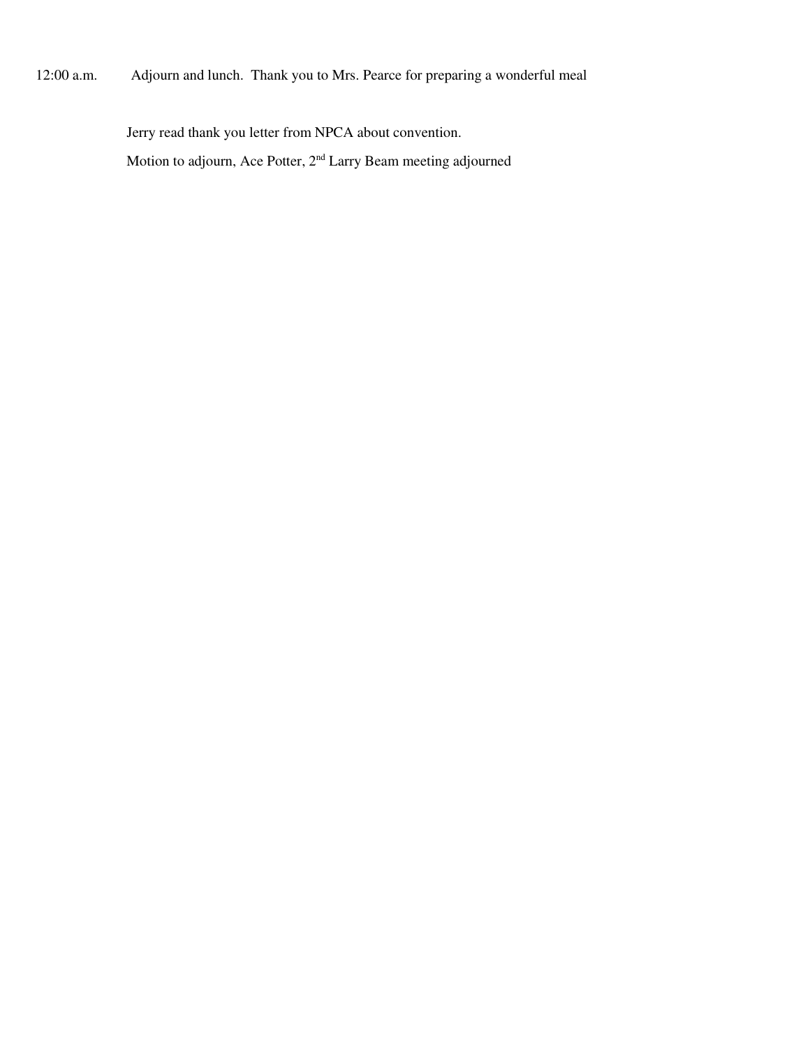12:00 a.m. Adjourn and lunch. Thank you to Mrs. Pearce for preparing a wonderful meal

Jerry read thank you letter from NPCA about convention.

Motion to adjourn, Ace Potter, 2nd Larry Beam meeting adjourned